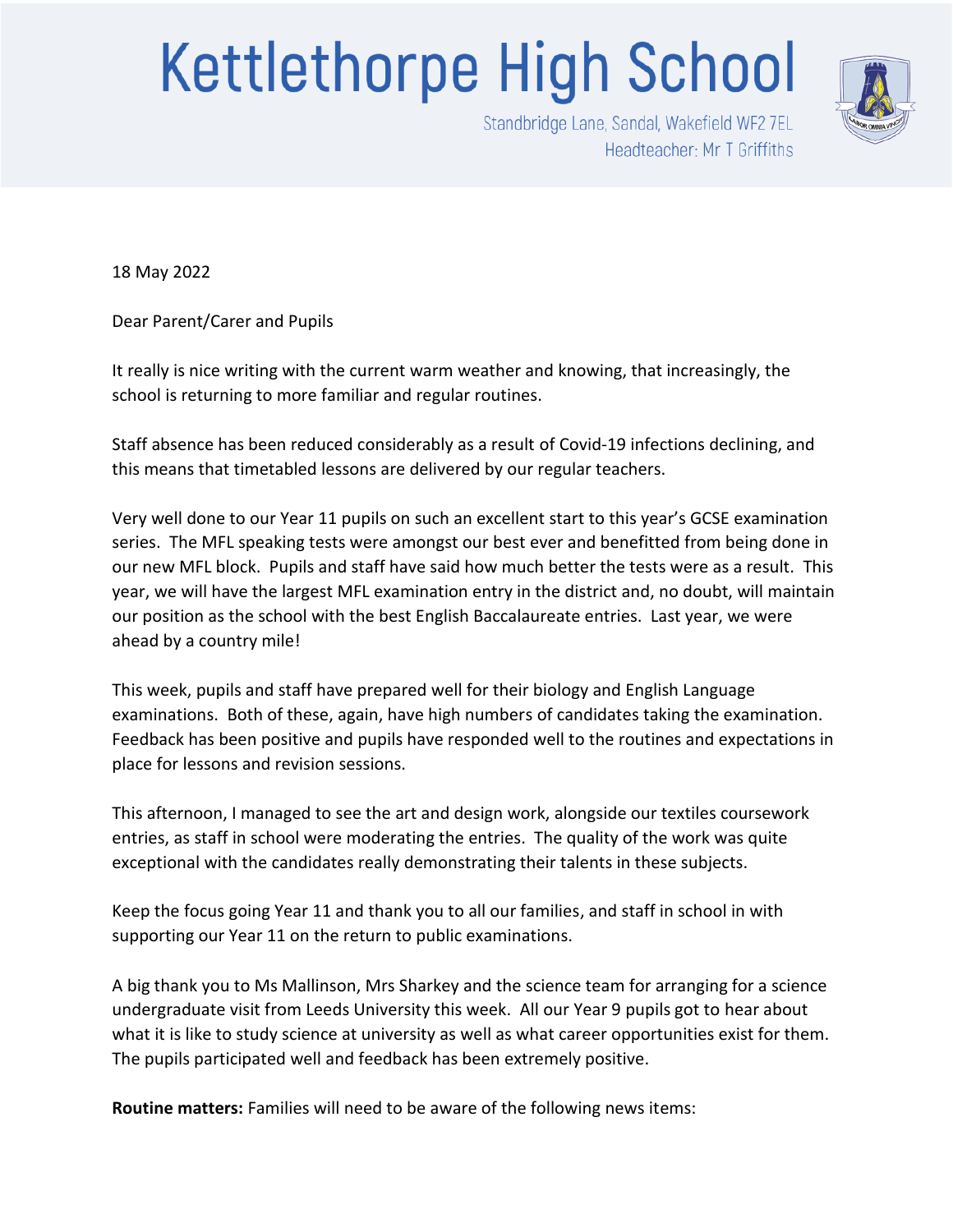# Kettlethorpe High School

Standbridge Lane, Sandal, Wakefield WF2 7EL
Headteacher: Mr T Griffiths

18 May 2022

Dear Parent/Carer and Pupils

It really is nice writing with the current warm weather and knowing, that increasingly, the school is returning to more familiar and regular routines.

Staff absence has been reduced considerably as a result of Covid-19 infections declining, and this means that timetabled lessons are delivered by our regular teachers.

Very well done to our Year 11 pupils on such an excellent start to this year's GCSE examination series. The MFL speaking tests were amongst our best ever and benefitted from being done in our new MFL block. Pupils and staff have said how much better the tests were as a result. This year, we will have the largest MFL examination entry in the district and, no doubt, will maintain our position as the school with the best English Baccalaureate entries. Last year, we were ahead by a country mile!

This week, pupils and staff have prepared well for their biology and English Language examinations. Both of these, again, have high numbers of candidates taking the examination. Feedback has been positive and pupils have responded well to the routines and expectations in place for lessons and revision sessions.

This afternoon, I managed to see the art and design work, alongside our textiles coursework entries, as staff in school were moderating the entries. The quality of the work was quite exceptional with the candidates really demonstrating their talents in these subjects.

Keep the focus going Year 11 and thank you to all our families, and staff in school in with supporting our Year 11 on the return to public examinations.

A big thank you to Ms Mallinson, Mrs Sharkey and the science team for arranging for a science undergraduate visit from Leeds University this week. All our Year 9 pupils got to hear about what it is like to study science at university as well as what career opportunities exist for them. The pupils participated well and feedback has been extremely positive.

**Routine matters:** Families will need to be aware of the following news items: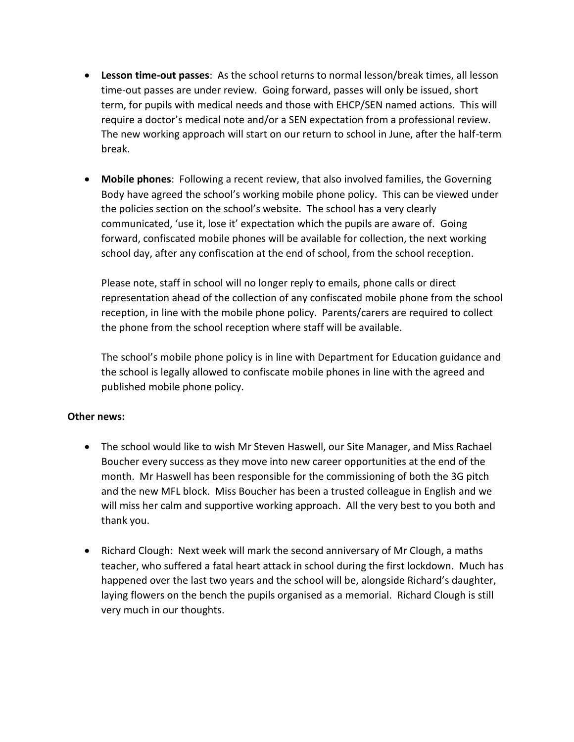- **Lesson time-out passes**: As the school returns to normal lesson/break times, all lesson time-out passes are under review. Going forward, passes will only be issued, short term, for pupils with medical needs and those with EHCP/SEN named actions. This will require a doctor's medical note and/or a SEN expectation from a professional review. The new working approach will start on our return to school in June, after the half-term break.

- **Mobile phones**: Following a recent review, that also involved families, the Governing Body have agreed the school's working mobile phone policy. This can be viewed under the policies section on the school's website. The school has a very clearly communicated, 'use it, lose it' expectation which the pupils are aware of. Going forward, confiscated mobile phones will be available for collection, the next working school day, after any confiscation at the end of school, from the school reception.

  Please note, staff in school will no longer reply to emails, phone calls or direct representation ahead of the collection of any confiscated mobile phone from the school reception, in line with the mobile phone policy. Parents/carers are required to collect the phone from the school reception where staff will be available.

  The school's mobile phone policy is in line with Department for Education guidance and the school is legally allowed to confiscate mobile phones in line with the agreed and published mobile phone policy.

**Other news:**

- The school would like to wish Mr Steven Haswell, our Site Manager, and Miss Rachael Boucher every success as they move into new career opportunities at the end of the month. Mr Haswell has been responsible for the commissioning of both the 3G pitch and the new MFL block. Miss Boucher has been a trusted colleague in English and we will miss her calm and supportive working approach. All the very best to you both and thank you.

- Richard Clough: Next week will mark the second anniversary of Mr Clough, a maths teacher, who suffered a fatal heart attack in school during the first lockdown. Much has happened over the last two years and the school will be, alongside Richard's daughter, laying flowers on the bench the pupils organised as a memorial. Richard Clough is still very much in our thoughts.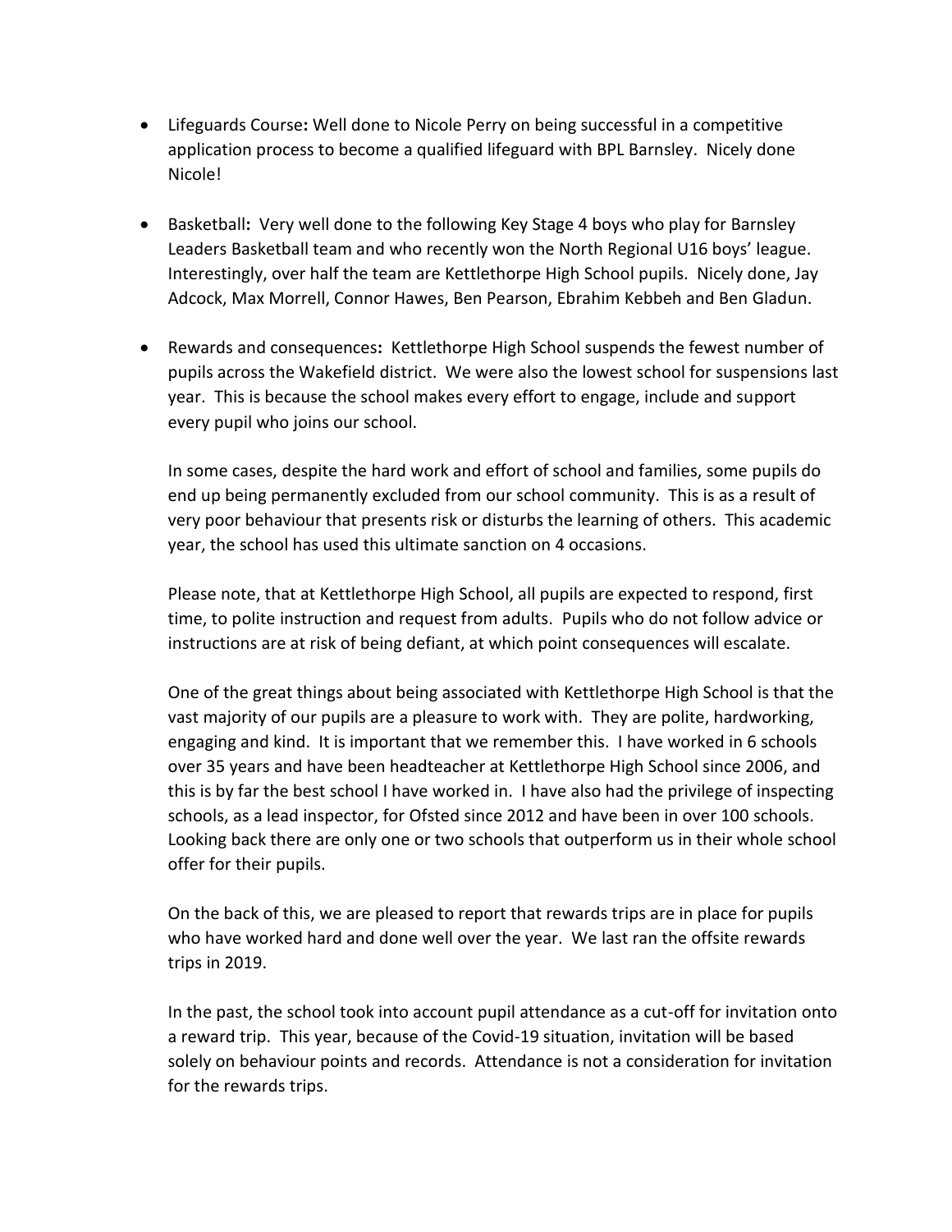- Lifeguards Course**:** Well done to Nicole Perry on being successful in a competitive application process to become a qualified lifeguard with BPL Barnsley. Nicely done Nicole!

- Basketball**:** Very well done to the following Key Stage 4 boys who play for Barnsley Leaders Basketball team and who recently won the North Regional U16 boys' league. Interestingly, over half the team are Kettlethorpe High School pupils. Nicely done, Jay Adcock, Max Morrell, Connor Hawes, Ben Pearson, Ebrahim Kebbeh and Ben Gladun.

- Rewards and consequences**:** Kettlethorpe High School suspends the fewest number of pupils across the Wakefield district. We were also the lowest school for suspensions last year. This is because the school makes every effort to engage, include and support every pupil who joins our school.

  In some cases, despite the hard work and effort of school and families, some pupils do end up being permanently excluded from our school community. This is as a result of very poor behaviour that presents risk or disturbs the learning of others. This academic year, the school has used this ultimate sanction on 4 occasions.

  Please note, that at Kettlethorpe High School, all pupils are expected to respond, first time, to polite instruction and request from adults. Pupils who do not follow advice or instructions are at risk of being defiant, at which point consequences will escalate.

  One of the great things about being associated with Kettlethorpe High School is that the vast majority of our pupils are a pleasure to work with. They are polite, hardworking, engaging and kind. It is important that we remember this. I have worked in 6 schools over 35 years and have been headteacher at Kettlethorpe High School since 2006, and this is by far the best school I have worked in. I have also had the privilege of inspecting schools, as a lead inspector, for Ofsted since 2012 and have been in over 100 schools. Looking back there are only one or two schools that outperform us in their whole school offer for their pupils.

  On the back of this, we are pleased to report that rewards trips are in place for pupils who have worked hard and done well over the year. We last ran the offsite rewards trips in 2019.

  In the past, the school took into account pupil attendance as a cut-off for invitation onto a reward trip. This year, because of the Covid-19 situation, invitation will be based solely on behaviour points and records. Attendance is not a consideration for invitation for the rewards trips.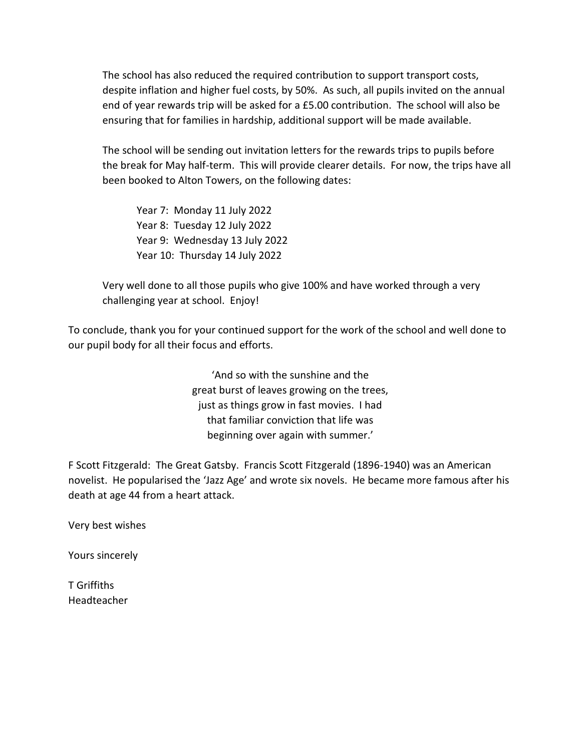The school has also reduced the required contribution to support transport costs, despite inflation and higher fuel costs, by 50%. As such, all pupils invited on the annual end of year rewards trip will be asked for a £5.00 contribution. The school will also be ensuring that for families in hardship, additional support will be made available.

The school will be sending out invitation letters for the rewards trips to pupils before the break for May half-term. This will provide clearer details. For now, the trips have all been booked to Alton Towers, on the following dates:

Year 7: Monday 11 July 2022
Year 8: Tuesday 12 July 2022
Year 9: Wednesday 13 July 2022
Year 10: Thursday 14 July 2022

Very well done to all those pupils who give 100% and have worked through a very challenging year at school. Enjoy!

To conclude, thank you for your continued support for the work of the school and well done to our pupil body for all their focus and efforts.

> 'And so with the sunshine and the
> great burst of leaves growing on the trees,
> just as things grow in fast movies. I had
> that familiar conviction that life was
> beginning over again with summer.'

F Scott Fitzgerald: The Great Gatsby. Francis Scott Fitzgerald (1896-1940) was an American novelist. He popularised the 'Jazz Age' and wrote six novels. He became more famous after his death at age 44 from a heart attack.

Very best wishes

Yours sincerely

T Griffiths
Headteacher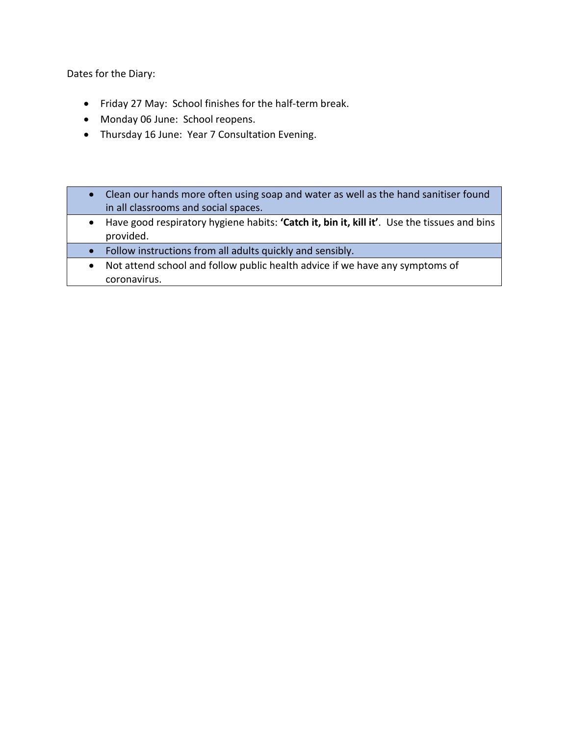Dates for the Diary:

- Friday 27 May: School finishes for the half-term break.
- Monday 06 June: School reopens.
- Thursday 16 June: Year 7 Consultation Evening.

| |
|---|
| • Clean our hands more often using soap and water as well as the hand sanitiser found in all classrooms and social spaces. |
| • Have good respiratory hygiene habits: **'Catch it, bin it, kill it'**. Use the tissues and bins provided. |
| • Follow instructions from all adults quickly and sensibly. |
| • Not attend school and follow public health advice if we have any symptoms of coronavirus. |